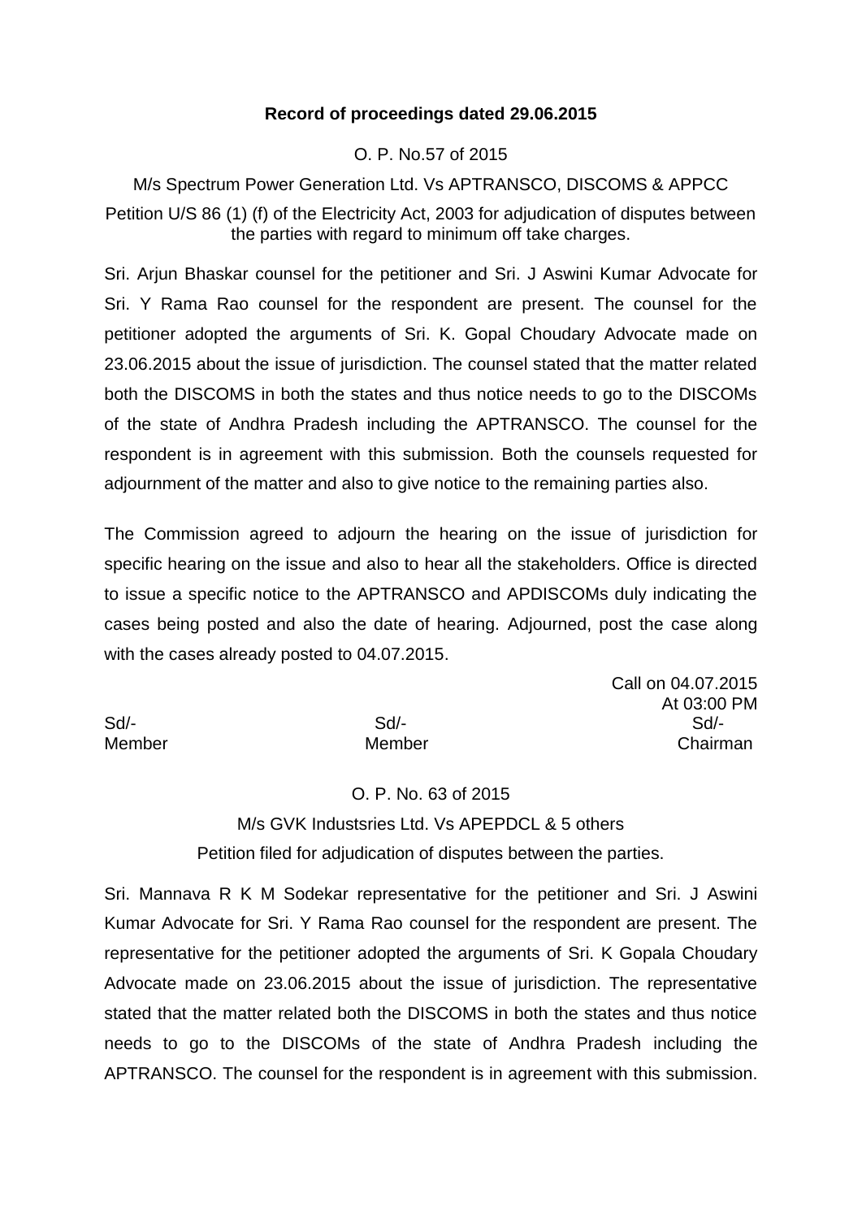**Record of proceedings dated 29.06.2015**

O. P. No.57 of 2015

M/s Spectrum Power Generation Ltd. Vs APTRANSCO, DISCOMS & APPCC

Petition U/S 86 (1) (f) of the Electricity Act, 2003 for adjudication of disputes between the parties with regard to minimum off take charges.

Sri. Arjun Bhaskar counsel for the petitioner and Sri. J Aswini Kumar Advocate for Sri. Y Rama Rao counsel for the respondent are present. The counsel for the petitioner adopted the arguments of Sri. K. Gopal Choudary Advocate made on 23.06.2015 about the issue of jurisdiction. The counsel stated that the matter related both the DISCOMS in both the states and thus notice needs to go to the DISCOMs of the state of Andhra Pradesh including the APTRANSCO. The counsel for the respondent is in agreement with this submission. Both the counsels requested for adjournment of the matter and also to give notice to the remaining parties also.

The Commission agreed to adjourn the hearing on the issue of jurisdiction for specific hearing on the issue and also to hear all the stakeholders. Office is directed to issue a specific notice to the APTRANSCO and APDISCOMs duly indicating the cases being posted and also the date of hearing. Adjourned, post the case along with the cases already posted to 04.07.2015.

Call on 04.07.2015
At 03:00 PM

| Sd/- | Sd/- | Sd/- |
|---|---|---|
| Member | Member | Chairman |

O. P. No. 63 of 2015

M/s GVK Industsries Ltd. Vs APEPDCL & 5 others

Petition filed for adjudication of disputes between the parties.

Sri. Mannava R K M Sodekar representative for the petitioner and Sri. J Aswini Kumar Advocate for Sri. Y Rama Rao counsel for the respondent are present. The representative for the petitioner adopted the arguments of Sri. K Gopala Choudary Advocate made on 23.06.2015 about the issue of jurisdiction. The representative stated that the matter related both the DISCOMS in both the states and thus notice needs to go to the DISCOMs of the state of Andhra Pradesh including the APTRANSCO. The counsel for the respondent is in agreement with this submission.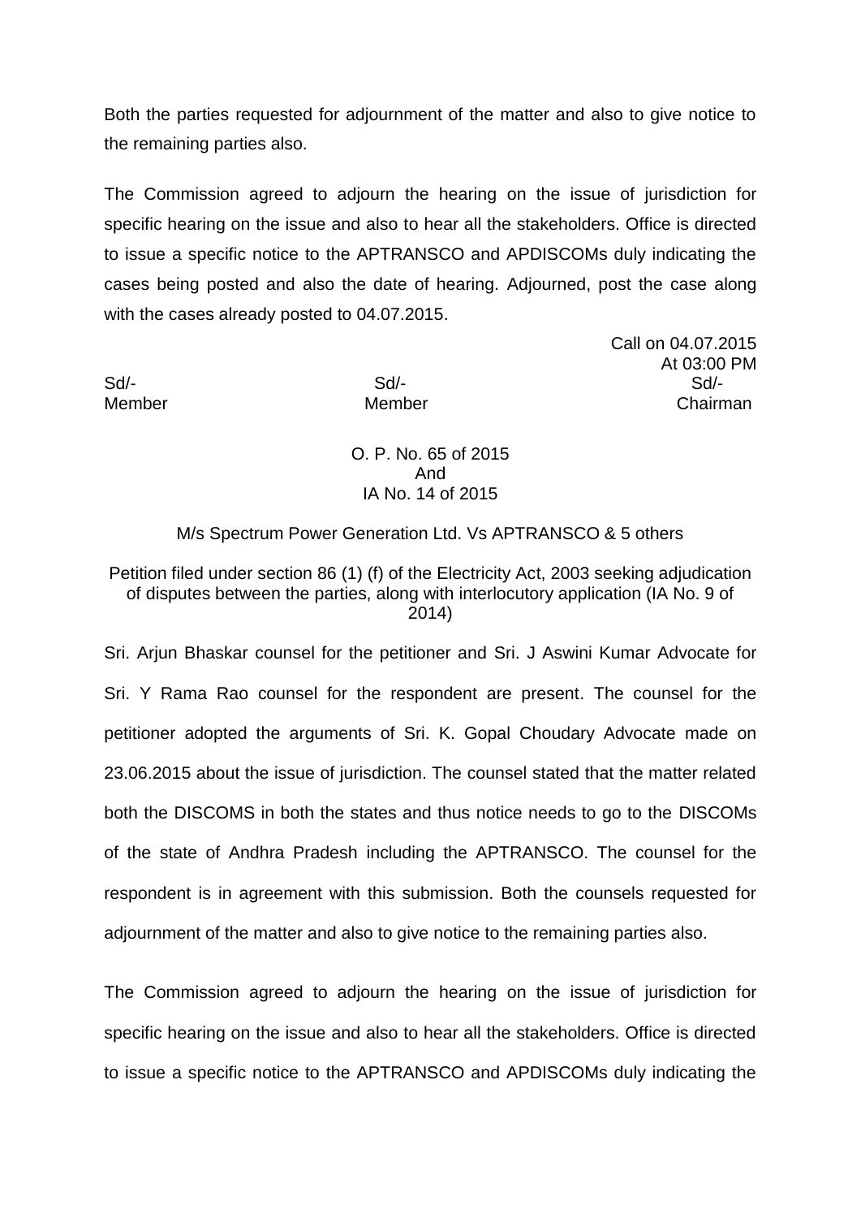Both the parties requested for adjournment of the matter and also to give notice to the remaining parties also.

The Commission agreed to adjourn the hearing on the issue of jurisdiction for specific hearing on the issue and also to hear all the stakeholders. Office is directed to issue a specific notice to the APTRANSCO and APDISCOMs duly indicating the cases being posted and also the date of hearing. Adjourned, post the case along with the cases already posted to 04.07.2015.

Call on 04.07.2015
At 03:00 PM

| | | |
|---|---|---|
| Sd/- | Sd/- | Sd/- |
| Member | Member | Chairman |

O. P. No. 65 of 2015
And
IA No. 14 of 2015

M/s Spectrum Power Generation Ltd. Vs APTRANSCO & 5 others

Petition filed under section 86 (1) (f) of the Electricity Act, 2003 seeking adjudication of disputes between the parties, along with interlocutory application (IA No. 9 of 2014)

Sri. Arjun Bhaskar counsel for the petitioner and Sri. J Aswini Kumar Advocate for Sri. Y Rama Rao counsel for the respondent are present. The counsel for the petitioner adopted the arguments of Sri. K. Gopal Choudary Advocate made on 23.06.2015 about the issue of jurisdiction. The counsel stated that the matter related both the DISCOMS in both the states and thus notice needs to go to the DISCOMs of the state of Andhra Pradesh including the APTRANSCO. The counsel for the respondent is in agreement with this submission. Both the counsels requested for adjournment of the matter and also to give notice to the remaining parties also.

The Commission agreed to adjourn the hearing on the issue of jurisdiction for specific hearing on the issue and also to hear all the stakeholders. Office is directed to issue a specific notice to the APTRANSCO and APDISCOMs duly indicating the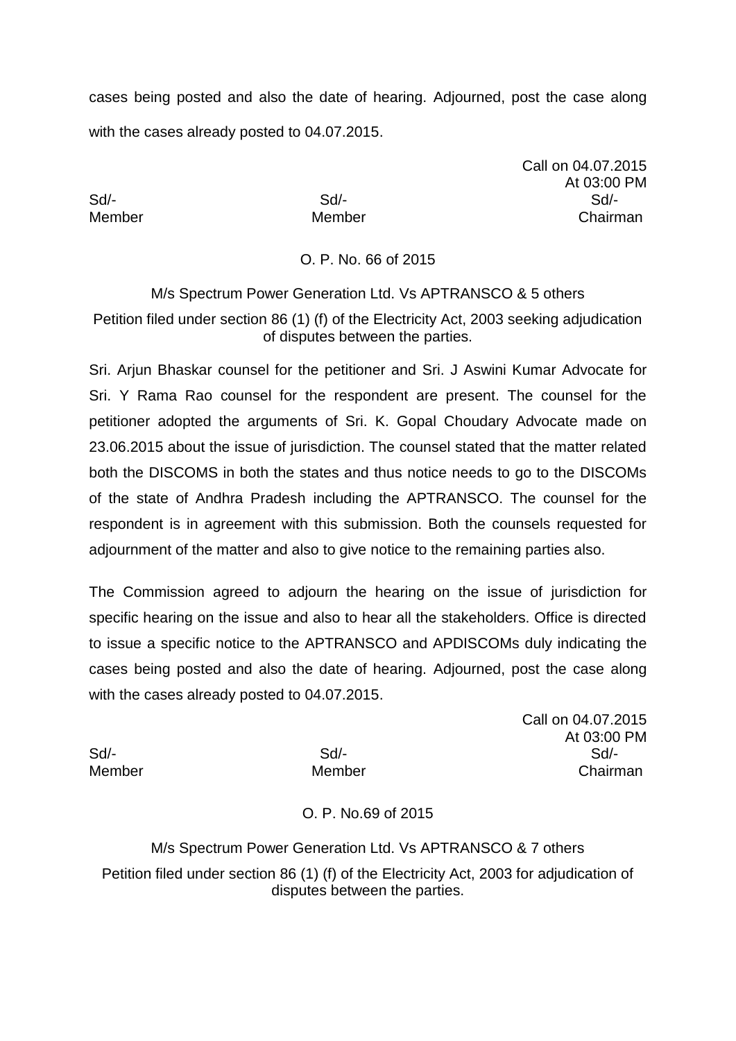cases being posted and also the date of hearing. Adjourned, post the case along with the cases already posted to 04.07.2015.

Call on 04.07.2015
At 03:00 PM

| Sd/- | Sd/- | Sd/- |
|---|---|---|
| Member | Member | Chairman |

O. P. No. 66 of 2015

M/s Spectrum Power Generation Ltd. Vs APTRANSCO & 5 others

Petition filed under section 86 (1) (f) of the Electricity Act, 2003 seeking adjudication of disputes between the parties.

Sri. Arjun Bhaskar counsel for the petitioner and Sri. J Aswini Kumar Advocate for Sri. Y Rama Rao counsel for the respondent are present. The counsel for the petitioner adopted the arguments of Sri. K. Gopal Choudary Advocate made on 23.06.2015 about the issue of jurisdiction. The counsel stated that the matter related both the DISCOMS in both the states and thus notice needs to go to the DISCOMs of the state of Andhra Pradesh including the APTRANSCO. The counsel for the respondent is in agreement with this submission. Both the counsels requested for adjournment of the matter and also to give notice to the remaining parties also.

The Commission agreed to adjourn the hearing on the issue of jurisdiction for specific hearing on the issue and also to hear all the stakeholders. Office is directed to issue a specific notice to the APTRANSCO and APDISCOMs duly indicating the cases being posted and also the date of hearing. Adjourned, post the case along with the cases already posted to 04.07.2015.

Call on 04.07.2015
At 03:00 PM

| Sd/- | Sd/- | Sd/- |
|---|---|---|
| Member | Member | Chairman |

O. P. No.69 of 2015

M/s Spectrum Power Generation Ltd. Vs APTRANSCO & 7 others

Petition filed under section 86 (1) (f) of the Electricity Act, 2003 for adjudication of disputes between the parties.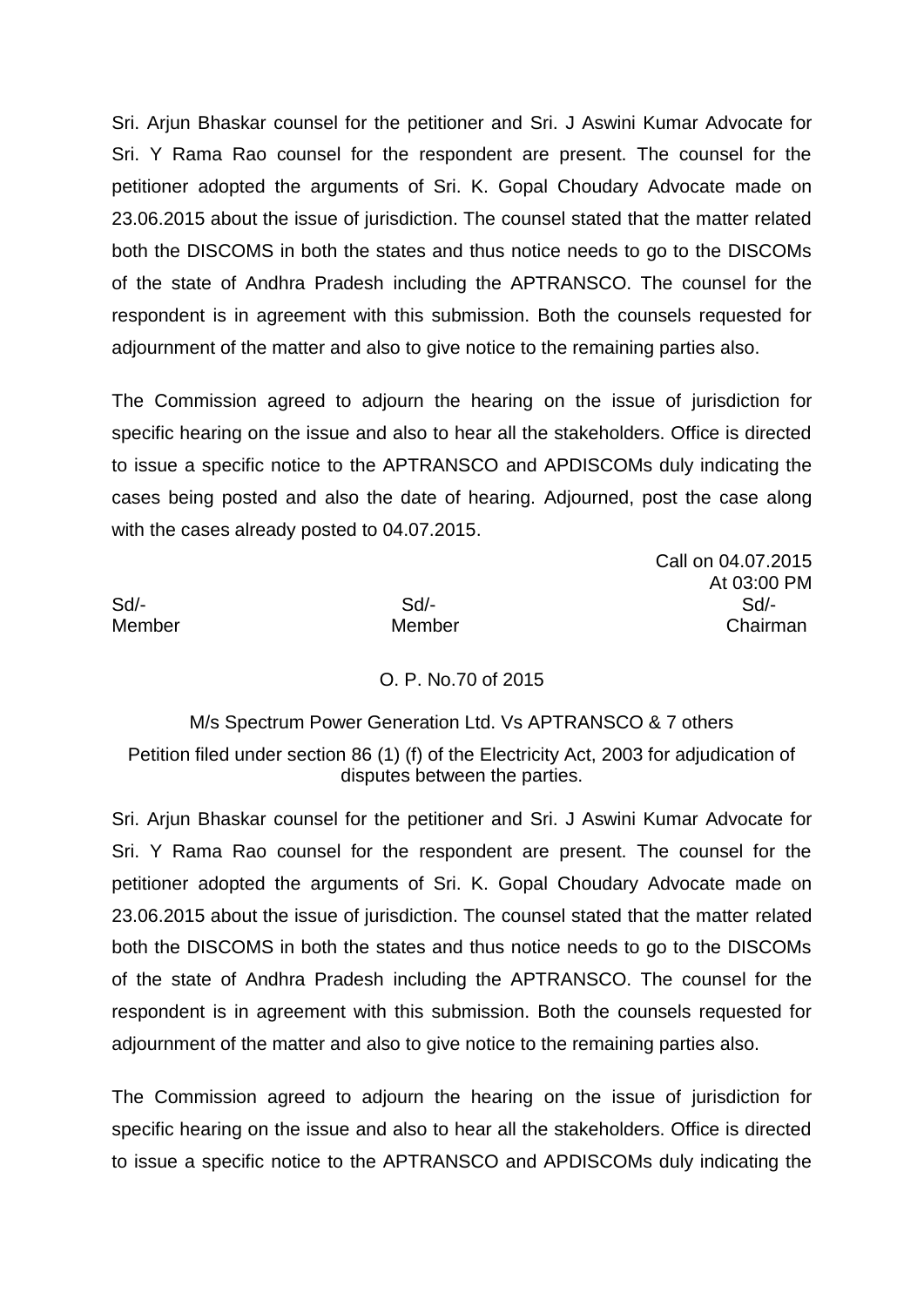Sri. Arjun Bhaskar counsel for the petitioner and Sri. J Aswini Kumar Advocate for Sri. Y Rama Rao counsel for the respondent are present. The counsel for the petitioner adopted the arguments of Sri. K. Gopal Choudary Advocate made on 23.06.2015 about the issue of jurisdiction. The counsel stated that the matter related both the DISCOMS in both the states and thus notice needs to go to the DISCOMs of the state of Andhra Pradesh including the APTRANSCO. The counsel for the respondent is in agreement with this submission. Both the counsels requested for adjournment of the matter and also to give notice to the remaining parties also.

The Commission agreed to adjourn the hearing on the issue of jurisdiction for specific hearing on the issue and also to hear all the stakeholders. Office is directed to issue a specific notice to the APTRANSCO and APDISCOMs duly indicating the cases being posted and also the date of hearing. Adjourned, post the case along with the cases already posted to 04.07.2015.

Call on 04.07.2015
At 03:00 PM

| | | |
|---|---|---|
| Sd/- | Sd/- | Sd/- |
| Member | Member | Chairman |

O. P. No.70 of 2015

M/s Spectrum Power Generation Ltd. Vs APTRANSCO & 7 others

Petition filed under section 86 (1) (f) of the Electricity Act, 2003 for adjudication of disputes between the parties.

Sri. Arjun Bhaskar counsel for the petitioner and Sri. J Aswini Kumar Advocate for Sri. Y Rama Rao counsel for the respondent are present. The counsel for the petitioner adopted the arguments of Sri. K. Gopal Choudary Advocate made on 23.06.2015 about the issue of jurisdiction. The counsel stated that the matter related both the DISCOMS in both the states and thus notice needs to go to the DISCOMs of the state of Andhra Pradesh including the APTRANSCO. The counsel for the respondent is in agreement with this submission. Both the counsels requested for adjournment of the matter and also to give notice to the remaining parties also.

The Commission agreed to adjourn the hearing on the issue of jurisdiction for specific hearing on the issue and also to hear all the stakeholders. Office is directed to issue a specific notice to the APTRANSCO and APDISCOMs duly indicating the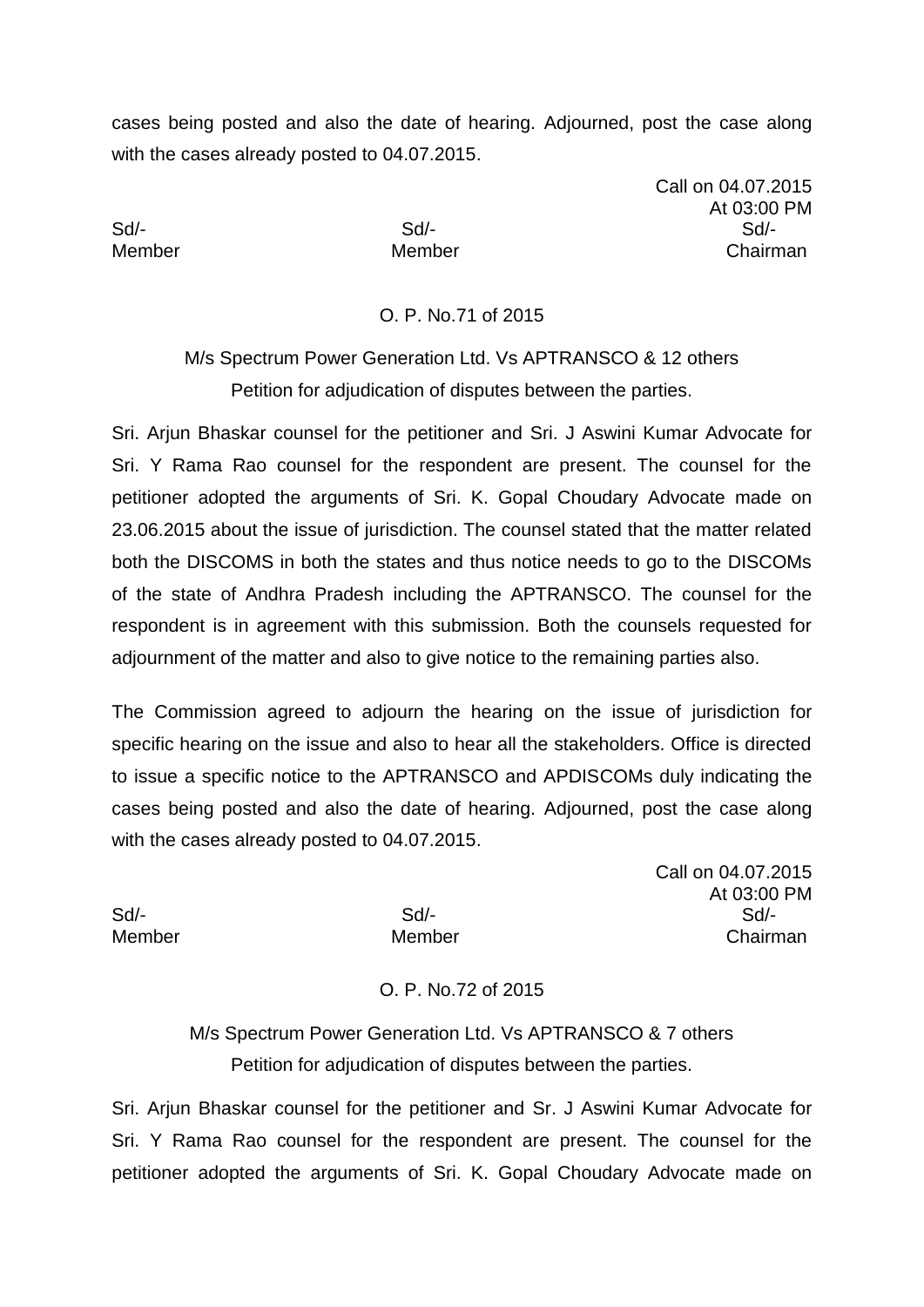cases being posted and also the date of hearing. Adjourned, post the case along with the cases already posted to 04.07.2015.

Call on 04.07.2015
At 03:00 PM

| | | |
|---|---|---|
| Sd/- | Sd/- | Sd/- |
| Member | Member | Chairman |

O. P. No.71 of 2015

M/s Spectrum Power Generation Ltd. Vs APTRANSCO & 12 others
Petition for adjudication of disputes between the parties.

Sri. Arjun Bhaskar counsel for the petitioner and Sri. J Aswini Kumar Advocate for Sri. Y Rama Rao counsel for the respondent are present. The counsel for the petitioner adopted the arguments of Sri. K. Gopal Choudary Advocate made on 23.06.2015 about the issue of jurisdiction. The counsel stated that the matter related both the DISCOMS in both the states and thus notice needs to go to the DISCOMs of the state of Andhra Pradesh including the APTRANSCO. The counsel for the respondent is in agreement with this submission. Both the counsels requested for adjournment of the matter and also to give notice to the remaining parties also.

The Commission agreed to adjourn the hearing on the issue of jurisdiction for specific hearing on the issue and also to hear all the stakeholders. Office is directed to issue a specific notice to the APTRANSCO and APDISCOMs duly indicating the cases being posted and also the date of hearing. Adjourned, post the case along with the cases already posted to 04.07.2015.

Call on 04.07.2015
At 03:00 PM

| | | |
|---|---|---|
| Sd/- | Sd/- | Sd/- |
| Member | Member | Chairman |

O. P. No.72 of 2015

M/s Spectrum Power Generation Ltd. Vs APTRANSCO & 7 others
Petition for adjudication of disputes between the parties.

Sri. Arjun Bhaskar counsel for the petitioner and Sr. J Aswini Kumar Advocate for Sri. Y Rama Rao counsel for the respondent are present. The counsel for the petitioner adopted the arguments of Sri. K. Gopal Choudary Advocate made on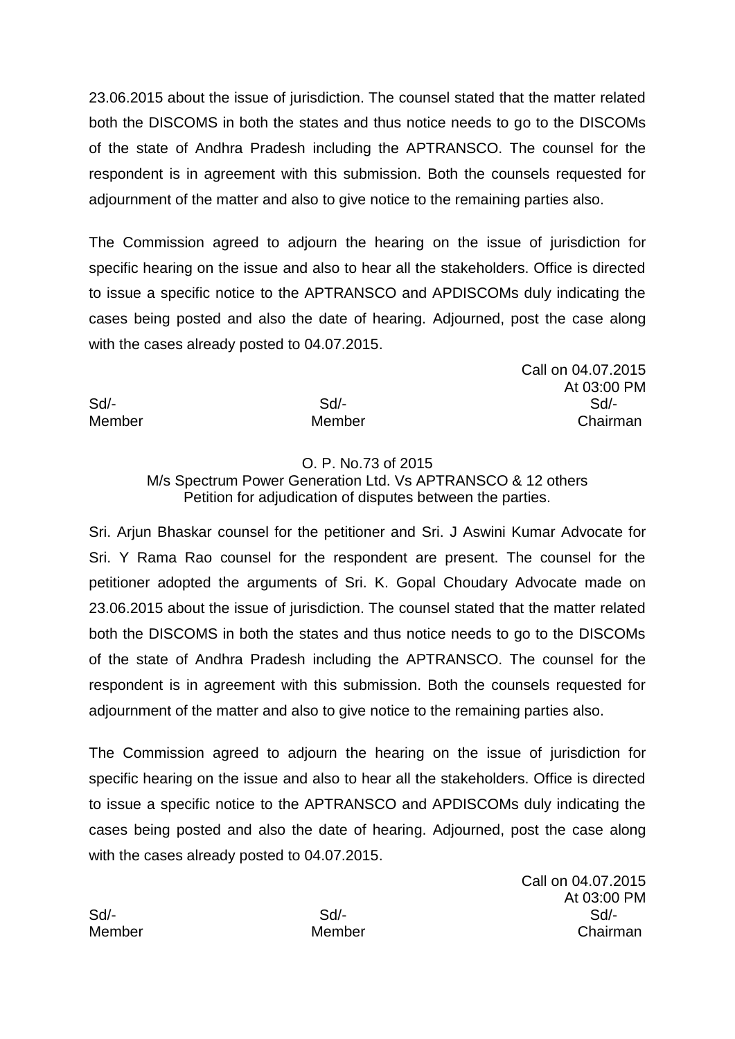23.06.2015 about the issue of jurisdiction. The counsel stated that the matter related both the DISCOMS in both the states and thus notice needs to go to the DISCOMs of the state of Andhra Pradesh including the APTRANSCO. The counsel for the respondent is in agreement with this submission. Both the counsels requested for adjournment of the matter and also to give notice to the remaining parties also.

The Commission agreed to adjourn the hearing on the issue of jurisdiction for specific hearing on the issue and also to hear all the stakeholders. Office is directed to issue a specific notice to the APTRANSCO and APDISCOMs duly indicating the cases being posted and also the date of hearing. Adjourned, post the case along with the cases already posted to 04.07.2015.

Call on 04.07.2015
At 03:00 PM

| | | |
|---|---|---|
| Sd/- | Sd/- | Sd/- |
| Member | Member | Chairman |

O. P. No.73 of 2015
M/s Spectrum Power Generation Ltd. Vs APTRANSCO & 12 others
Petition for adjudication of disputes between the parties.

Sri. Arjun Bhaskar counsel for the petitioner and Sri. J Aswini Kumar Advocate for Sri. Y Rama Rao counsel for the respondent are present. The counsel for the petitioner adopted the arguments of Sri. K. Gopal Choudary Advocate made on 23.06.2015 about the issue of jurisdiction. The counsel stated that the matter related both the DISCOMS in both the states and thus notice needs to go to the DISCOMs of the state of Andhra Pradesh including the APTRANSCO. The counsel for the respondent is in agreement with this submission. Both the counsels requested for adjournment of the matter and also to give notice to the remaining parties also.

The Commission agreed to adjourn the hearing on the issue of jurisdiction for specific hearing on the issue and also to hear all the stakeholders. Office is directed to issue a specific notice to the APTRANSCO and APDISCOMs duly indicating the cases being posted and also the date of hearing. Adjourned, post the case along with the cases already posted to 04.07.2015.

Call on 04.07.2015
At 03:00 PM

| | | |
|---|---|---|
| Sd/- | Sd/- | Sd/- |
| Member | Member | Chairman |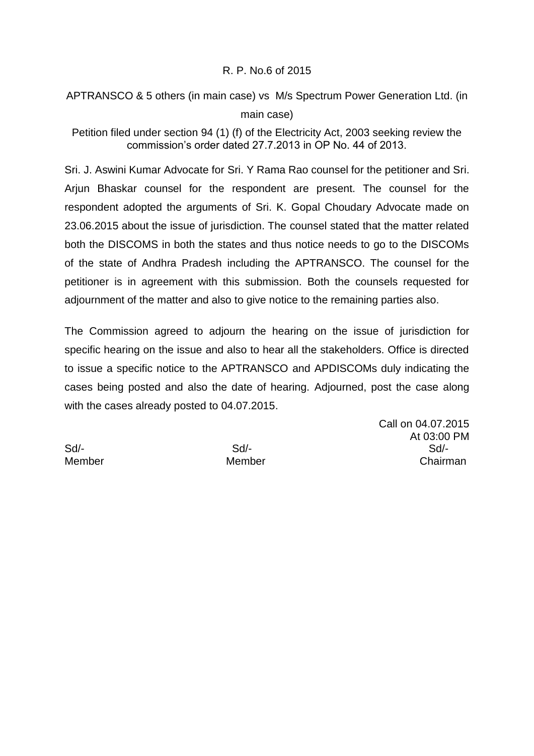R. P. No.6 of 2015

APTRANSCO & 5 others (in main case) vs M/s Spectrum Power Generation Ltd. (in main case)

Petition filed under section 94 (1) (f) of the Electricity Act, 2003 seeking review the commission's order dated 27.7.2013 in OP No. 44 of 2013.

Sri. J. Aswini Kumar Advocate for Sri. Y Rama Rao counsel for the petitioner and Sri. Arjun Bhaskar counsel for the respondent are present. The counsel for the respondent adopted the arguments of Sri. K. Gopal Choudary Advocate made on 23.06.2015 about the issue of jurisdiction. The counsel stated that the matter related both the DISCOMS in both the states and thus notice needs to go to the DISCOMs of the state of Andhra Pradesh including the APTRANSCO. The counsel for the petitioner is in agreement with this submission. Both the counsels requested for adjournment of the matter and also to give notice to the remaining parties also.

The Commission agreed to adjourn the hearing on the issue of jurisdiction for specific hearing on the issue and also to hear all the stakeholders. Office is directed to issue a specific notice to the APTRANSCO and APDISCOMs duly indicating the cases being posted and also the date of hearing. Adjourned, post the case along with the cases already posted to 04.07.2015.

Call on 04.07.2015
At 03:00 PM

| | | |
|---|---|---|
| Sd/- | Sd/- | Sd/- |
| Member | Member | Chairman |